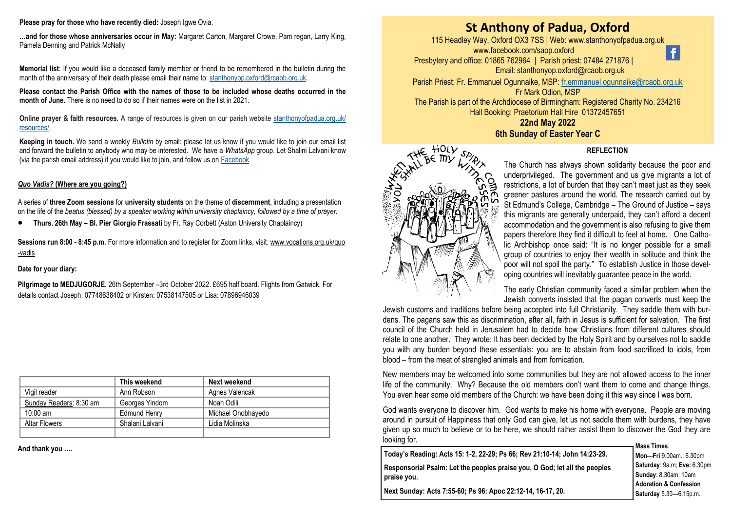**Please pray for those who have recently died:** Joseph Igwe Ovia.

**…and for those whose anniversaries occur in May:** Margaret Carton, Margaret Crowe, Pam regan, Larry King, Pamela Denning and Patrick McNally

**Memorial list**: If you would like a deceased family member or friend to be remembered in the bulletin during the month of the anniversary of their death please email their name to: stanthonyop.oxford@rcaob.org.uk.

**Please contact the Parish Office with the names of those to be included whose deaths occurred in the month of June.** There is no need to do so if their names were on the list in 2021.

**Online prayer & faith resources.** A range of resources is given on our parish website stanthonyofpadua.org.uk/resources/.

**Keeping in touch.** We send a weekly *Bulletin* by email: please let us know if you would like to join our email list and forward the bulletin to anybody who may be interested. We have a *WhatsApp* group. Let Shalini Lalvani know (via the parish email address) if you would like to join, and follow us on Facebook

***Quo Vadis?* (Where are you going?)**

A series of **three Zoom sessions** for **university students** on the theme of **discernment**, including a presentation on the life of the *beatus (blessed) by a speaker working within university chaplaincy, followed by a time of prayer.*

- **Thurs. 26th May – Bl. Pier Giorgio Frassati** by Fr. Ray Corbett (Aston University Chaplaincy)

**Sessions run 8:00 - 8:45 p.m.** For more information and to register for Zoom links, visit: www.vocations.org.uk/quo-vadis

**Date for your diary:**

**Pilgrimage to MEDJUGORJE.** 26th September –3rd October 2022. £695 half board. Flights from Gatwick. For details contact Joseph: 07748638402 or Kirsten: 07538147505 or Lisa: 07896946039

| | This weekend | Next weekend |
|---|---|---|
| Vigil reader | Ann Robson | Agnes Valencak |
| Sunday Readers: 8:30 am | Georges Yindom | Noah Odili |
| 10:00 am | Edmund Henry | Michael Onobhayedo |
| Altar Flowers | Shalani Lalvani | Lidia Molinska |
| | | |

**And thank you ….**

# St Anthony of Padua, Oxford

115 Headley Way, Oxford OX3 7SS | Web: www.stanthonyofpadua.org.uk
www.facebook.com/saop.oxford
Presbytery and office: 01865 762964 | Parish priest: 07484 271876 |
Email: stanthonyop.oxford@rcaob.org.uk
Parish Priest: Fr. Emmanuel Ogunnaike, MSP: fr.emmanuel.ogunnaike@rcaob.org.uk
Fr Mark Odion, MSP
The Parish is part of the Archdiocese of Birmingham: Registered Charity No. 234216
Hall Booking: Praetorium Hall Hire 01372457651

**22nd May 2022**
**6th Sunday of Easter Year C**

### REFLECTION

The Church has always shown solidarity because the poor and underprivileged. The government and us give migrants a lot of restrictions, a lot of burden that they can't meet just as they seek greener pastures around the world. The research carried out by St Edmund's College, Cambridge – The Ground of Justice – says this migrants are generally underpaid, they can't afford a decent accommodation and the government is also refusing to give them papers therefore they find it difficult to feel at home. One Catholic Archbishop once said: "It is no longer possible for a small group of countries to enjoy their wealth in solitude and think the poor will not spoil the party." To establish Justice in those developing countries will inevitably guarantee peace in the world.

The early Christian community faced a similar problem when the Jewish converts insisted that the pagan converts must keep the Jewish customs and traditions before being accepted into full Christianity. They saddle them with burdens. The pagans saw this as discrimination, after all, faith in Jesus is sufficient for salvation. The first council of the Church held in Jerusalem had to decide how Christians from different cultures should relate to one another. They wrote: It has been decided by the Holy Spirit and by ourselves not to saddle you with any burden beyond these essentials: you are to abstain from food sacrificed to idols, from blood – from the meat of strangled animals and from fornication.

New members may be welcomed into some communities but they are not allowed access to the inner life of the community. Why? Because the old members don't want them to come and change things. You even hear some old members of the Church: we have been doing it this way since I was born.

God wants everyone to discover him. God wants to make his home with everyone. People are moving around in pursuit of Happiness that only God can give, let us not saddle them with burdens, they have given up so much to believe or to be here, we should rather assist them to discover the God they are looking for.

**Today's Reading: Acts 15: 1-2, 22-29; Ps 66; Rev 21:10-14; John 14:23-29.**

**Responsorial Psalm: Let the peoples praise you, O God; let all the peoples praise you.**

**Next Sunday: Acts 7:55-60; Ps 96: Apoc 22:12-14, 16-17, 20.**

**Mass Times**:
**Mon—Fri** 9.00am.; 6.30pm
**Saturday**: 9a.m; **Eve:** 6.30pm
**Sunday**: 8.30am; 10am
**Adoration & Confession**
**Saturday** 5.30—6.15p.m.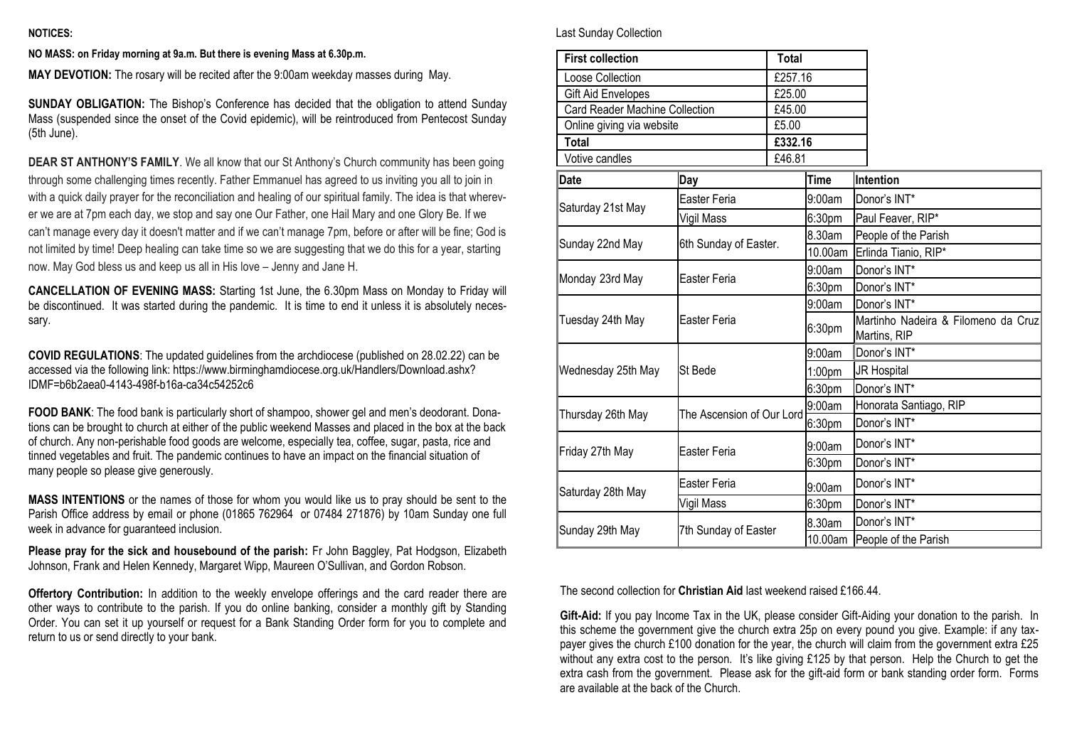**NOTICES:**

**NO MASS: on Friday morning at 9a.m. But there is evening Mass at 6.30p.m.**

**MAY DEVOTION:** The rosary will be recited after the 9:00am weekday masses during May.

**SUNDAY OBLIGATION:** The Bishop's Conference has decided that the obligation to attend Sunday Mass (suspended since the onset of the Covid epidemic), will be reintroduced from Pentecost Sunday (5th June).

**DEAR ST ANTHONY'S FAMILY**. We all know that our St Anthony's Church community has been going through some challenging times recently. Father Emmanuel has agreed to us inviting you all to join in with a quick daily prayer for the reconciliation and healing of our spiritual family. The idea is that wherever we are at 7pm each day, we stop and say one Our Father, one Hail Mary and one Glory Be. If we can't manage every day it doesn't matter and if we can't manage 7pm, before or after will be fine; God is not limited by time! Deep healing can take time so we are suggesting that we do this for a year, starting now. May God bless us and keep us all in His love – Jenny and Jane H.

**CANCELLATION OF EVENING MASS:** Starting 1st June, the 6.30pm Mass on Monday to Friday will be discontinued. It was started during the pandemic. It is time to end it unless it is absolutely necessary.

**COVID REGULATIONS**: The updated guidelines from the archdiocese (published on 28.02.22) can be accessed via the following link: https://www.birminghamdiocese.org.uk/Handlers/Download.ashx?IDMF=b6b2aea0-4143-498f-b16a-ca34c54252c6

**FOOD BANK**: The food bank is particularly short of shampoo, shower gel and men's deodorant. Donations can be brought to church at either of the public weekend Masses and placed in the box at the back of church. Any non-perishable food goods are welcome, especially tea, coffee, sugar, pasta, rice and tinned vegetables and fruit. The pandemic continues to have an impact on the financial situation of many people so please give generously.

**MASS INTENTIONS** or the names of those for whom you would like us to pray should be sent to the Parish Office address by email or phone (01865 762964 or 07484 271876) by 10am Sunday one full week in advance for guaranteed inclusion.

**Please pray for the sick and housebound of the parish:** Fr John Baggley, Pat Hodgson, Elizabeth Johnson, Frank and Helen Kennedy, Margaret Wipp, Maureen O'Sullivan, and Gordon Robson.

**Offertory Contribution:** In addition to the weekly envelope offerings and the card reader there are other ways to contribute to the parish. If you do online banking, consider a monthly gift by Standing Order. You can set it up yourself or request for a Bank Standing Order form for you to complete and return to us or send directly to your bank.

Last Sunday Collection

| First collection | Total |
|---|---|
| Loose Collection | £257.16 |
| Gift Aid Envelopes | £25.00 |
| Card Reader Machine Collection | £45.00 |
| Online giving via website | £5.00 |
| **Total** | **£332.16** |
| Votive candles | £46.81 |

| Date | Day | Time | Intention |
|---|---|---|---|
| Saturday 21st May | Easter Feria | 9:00am | Donor's INT* |
| | Vigil Mass | 6:30pm | Paul Feaver, RIP* |
| Sunday 22nd May | 6th Sunday of Easter. | 8.30am | People of the Parish |
| | | 10.00am | Erlinda Tianio, RIP* |
| Monday 23rd May | Easter Feria | 9:00am | Donor's INT* |
| | | 6:30pm | Donor's INT* |
| Tuesday 24th May | Easter Feria | 9:00am | Donor's INT* |
| | | 6:30pm | Martinho Nadeira & Filomeno da Cruz Martins, RIP |
| Wednesday 25th May | St Bede | 9:00am | Donor's INT* |
| | | 1:00pm | JR Hospital |
| | | 6:30pm | Donor's INT* |
| Thursday 26th May | The Ascension of Our Lord | 9:00am | Honorata Santiago, RIP |
| | | 6:30pm | Donor's INT* |
| Friday 27th May | Easter Feria | 9:00am | Donor's INT* |
| | | 6:30pm | Donor's INT* |
| Saturday 28th May | Easter Feria | 9:00am | Donor's INT* |
| | Vigil Mass | 6:30pm | Donor's INT* |
| Sunday 29th May | 7th Sunday of Easter | 8.30am | Donor's INT* |
| | | 10.00am | People of the Parish |

The second collection for **Christian Aid** last weekend raised £166.44.

**Gift-Aid:** If you pay Income Tax in the UK, please consider Gift-Aiding your donation to the parish. In this scheme the government give the church extra 25p on every pound you give. Example: if any taxpayer gives the church £100 donation for the year, the church will claim from the government extra £25 without any extra cost to the person. It's like giving £125 by that person. Help the Church to get the extra cash from the government. Please ask for the gift-aid form or bank standing order form. Forms are available at the back of the Church.